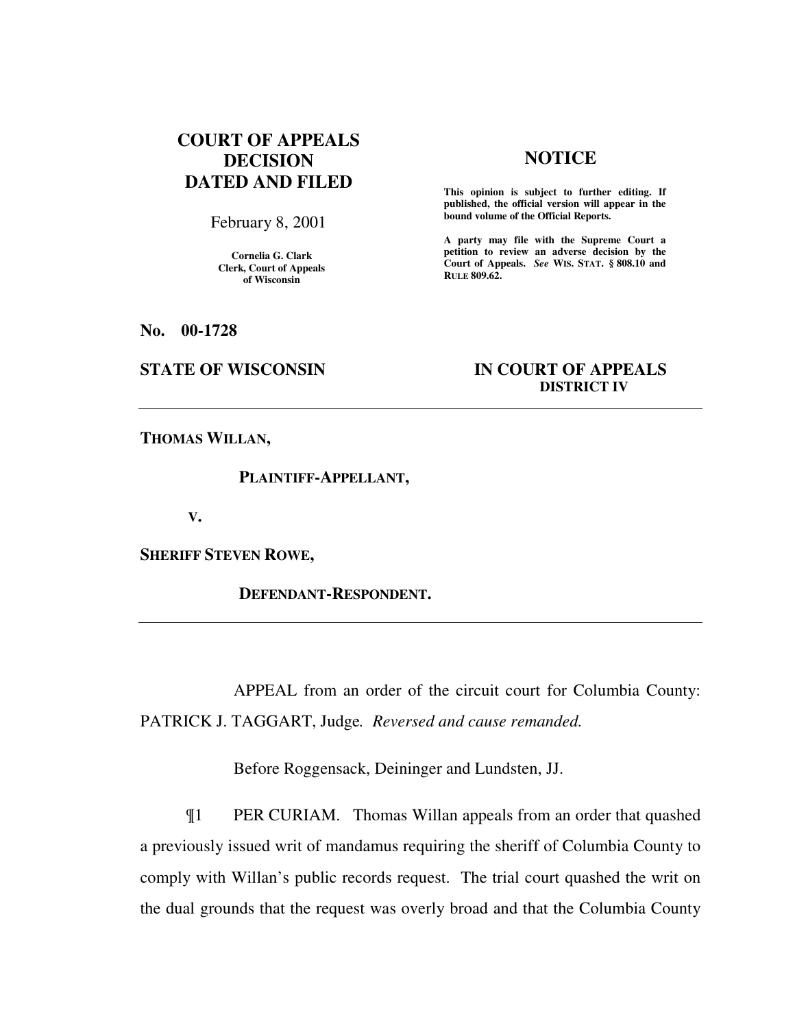**COURT OF APPEALS DECISION DATED AND FILED**

February 8, 2001

Cornelia G. Clark
Clerk, Court of Appeals
of Wisconsin

**NOTICE**

**This opinion is subject to further editing. If published, the official version will appear in the bound volume of the Official Reports.**

**A party may file with the Supreme Court a petition to review an adverse decision by the Court of Appeals. *See* WIS. STAT. § 808.10 and RULE 809.62.**

**No. 00-1728**

**STATE OF WISCONSIN** **IN COURT OF APPEALS**
**DISTRICT IV**

---

**THOMAS WILLAN,**

**PLAINTIFF-APPELLANT,**

**V.**

**SHERIFF STEVEN ROWE,**

**DEFENDANT-RESPONDENT.**

---

APPEAL from an order of the circuit court for Columbia County: PATRICK J. TAGGART, Judge*.* *Reversed and cause remanded.*

Before Roggensack, Deininger and Lundsten, JJ.

¶1 PER CURIAM. Thomas Willan appeals from an order that quashed a previously issued writ of mandamus requiring the sheriff of Columbia County to comply with Willan's public records request. The trial court quashed the writ on the dual grounds that the request was overly broad and that the Columbia County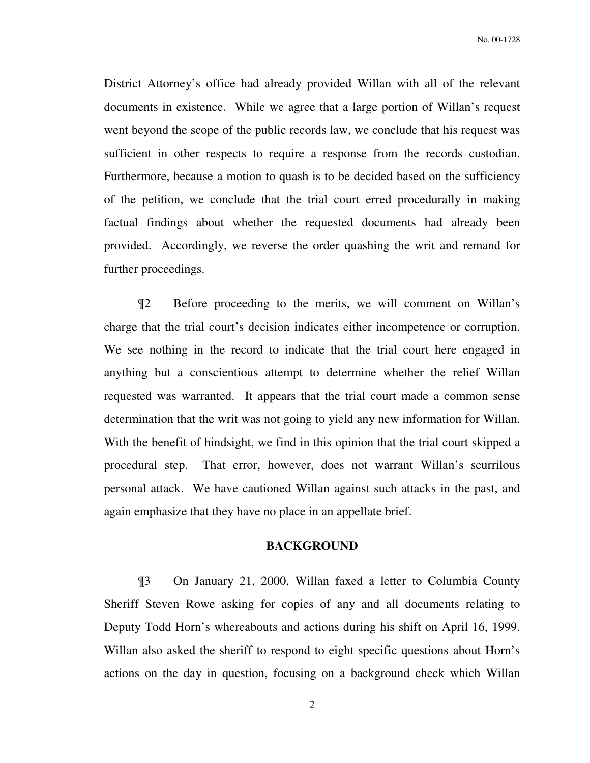District Attorney's office had already provided Willan with all of the relevant documents in existence. While we agree that a large portion of Willan's request went beyond the scope of the public records law, we conclude that his request was sufficient in other respects to require a response from the records custodian. Furthermore, because a motion to quash is to be decided based on the sufficiency of the petition, we conclude that the trial court erred procedurally in making factual findings about whether the requested documents had already been provided. Accordingly, we reverse the order quashing the writ and remand for further proceedings.

¶2 Before proceeding to the merits, we will comment on Willan's charge that the trial court's decision indicates either incompetence or corruption. We see nothing in the record to indicate that the trial court here engaged in anything but a conscientious attempt to determine whether the relief Willan requested was warranted. It appears that the trial court made a common sense determination that the writ was not going to yield any new information for Willan. With the benefit of hindsight, we find in this opinion that the trial court skipped a procedural step. That error, however, does not warrant Willan's scurrilous personal attack. We have cautioned Willan against such attacks in the past, and again emphasize that they have no place in an appellate brief.

## BACKGROUND

¶3 On January 21, 2000, Willan faxed a letter to Columbia County Sheriff Steven Rowe asking for copies of any and all documents relating to Deputy Todd Horn's whereabouts and actions during his shift on April 16, 1999. Willan also asked the sheriff to respond to eight specific questions about Horn's actions on the day in question, focusing on a background check which Willan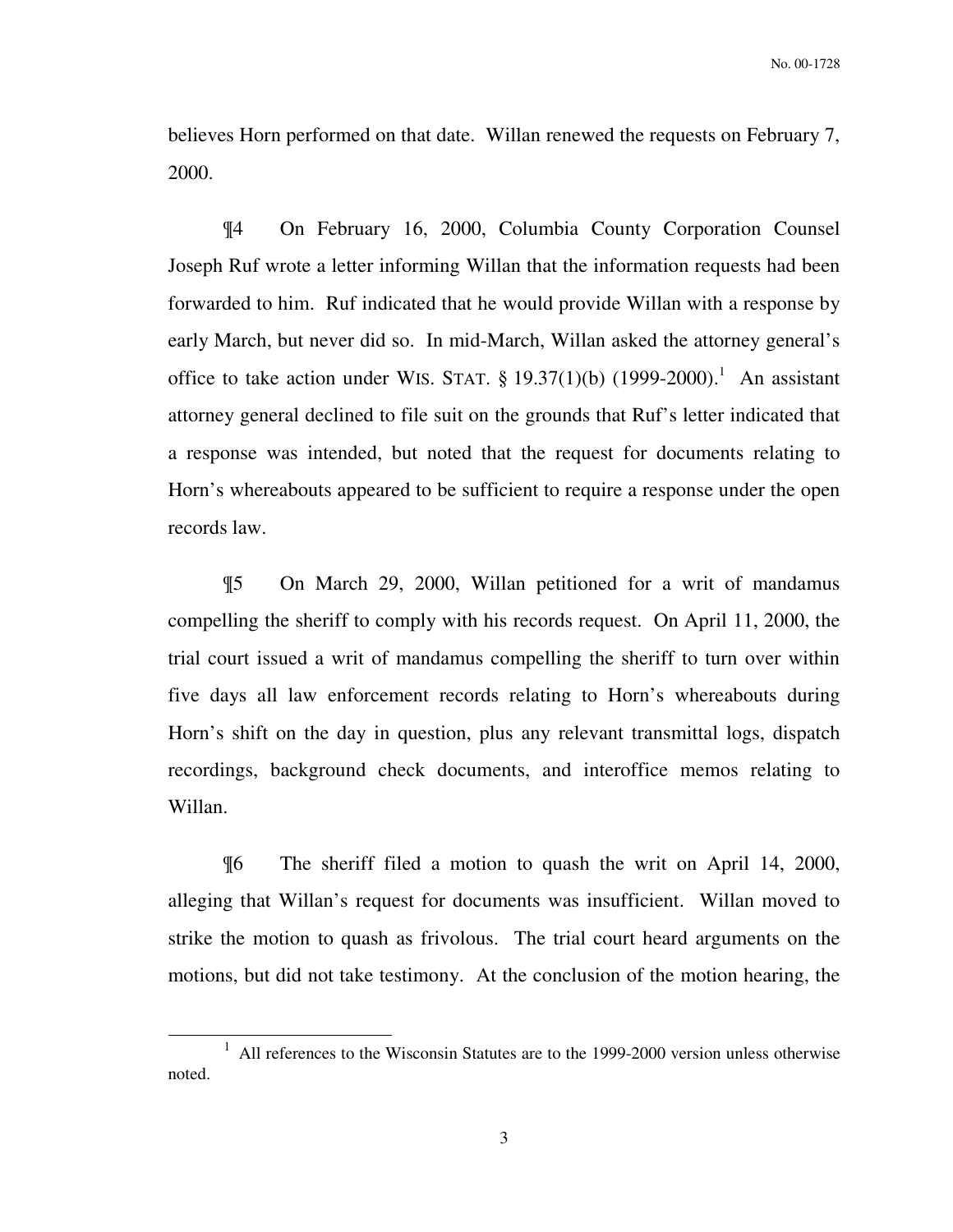believes Horn performed on that date. Willan renewed the requests on February 7, 2000.

¶4 On February 16, 2000, Columbia County Corporation Counsel Joseph Ruf wrote a letter informing Willan that the information requests had been forwarded to him. Ruf indicated that he would provide Willan with a response by early March, but never did so. In mid-March, Willan asked the attorney general's office to take action under WIS. STAT. § 19.37(1)(b) (1999-2000).[1] An assistant attorney general declined to file suit on the grounds that Ruf's letter indicated that a response was intended, but noted that the request for documents relating to Horn's whereabouts appeared to be sufficient to require a response under the open records law.

¶5 On March 29, 2000, Willan petitioned for a writ of mandamus compelling the sheriff to comply with his records request. On April 11, 2000, the trial court issued a writ of mandamus compelling the sheriff to turn over within five days all law enforcement records relating to Horn's whereabouts during Horn's shift on the day in question, plus any relevant transmittal logs, dispatch recordings, background check documents, and interoffice memos relating to Willan.

¶6 The sheriff filed a motion to quash the writ on April 14, 2000, alleging that Willan's request for documents was insufficient. Willan moved to strike the motion to quash as frivolous. The trial court heard arguments on the motions, but did not take testimony. At the conclusion of the motion hearing, the

[1] All references to the Wisconsin Statutes are to the 1999-2000 version unless otherwise noted.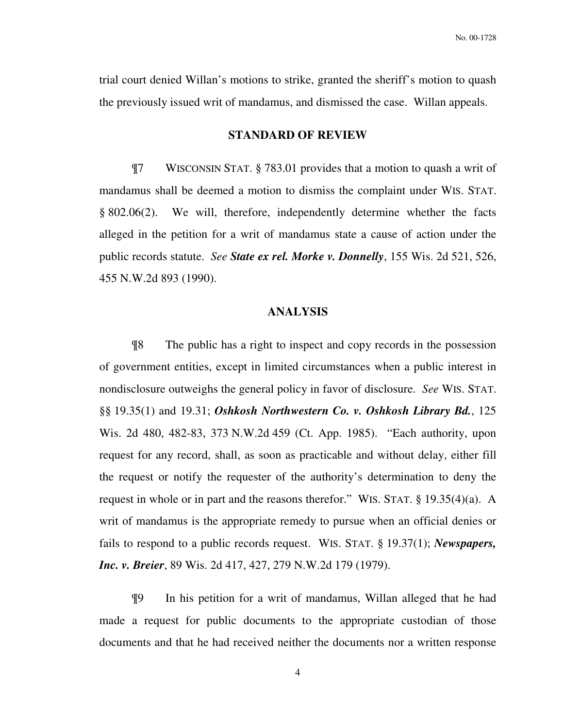trial court denied Willan's motions to strike, granted the sheriff's motion to quash the previously issued writ of mandamus, and dismissed the case. Willan appeals.

## STANDARD OF REVIEW

¶7 WISCONSIN STAT. § 783.01 provides that a motion to quash a writ of mandamus shall be deemed a motion to dismiss the complaint under WIS. STAT. § 802.06(2). We will, therefore, independently determine whether the facts alleged in the petition for a writ of mandamus state a cause of action under the public records statute. *See* ***State ex rel. Morke v. Donnelly***, 155 Wis. 2d 521, 526, 455 N.W.2d 893 (1990).

## ANALYSIS

¶8 The public has a right to inspect and copy records in the possession of government entities, except in limited circumstances when a public interest in nondisclosure outweighs the general policy in favor of disclosure. *See* WIS. STAT. §§ 19.35(1) and 19.31; ***Oshkosh Northwestern Co. v. Oshkosh Library Bd.***, 125 Wis. 2d 480, 482-83, 373 N.W.2d 459 (Ct. App. 1985). "Each authority, upon request for any record, shall, as soon as practicable and without delay, either fill the request or notify the requester of the authority's determination to deny the request in whole or in part and the reasons therefor." WIS. STAT. § 19.35(4)(a). A writ of mandamus is the appropriate remedy to pursue when an official denies or fails to respond to a public records request. WIS. STAT. § 19.37(1); ***Newspapers, Inc. v. Breier***, 89 Wis. 2d 417, 427, 279 N.W.2d 179 (1979).

¶9 In his petition for a writ of mandamus, Willan alleged that he had made a request for public documents to the appropriate custodian of those documents and that he had received neither the documents nor a written response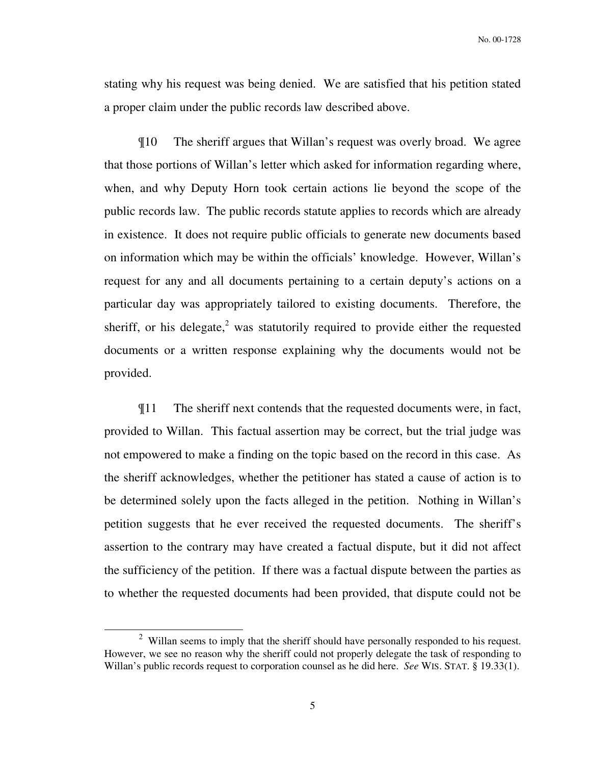stating why his request was being denied. We are satisfied that his petition stated a proper claim under the public records law described above.

¶10 The sheriff argues that Willan's request was overly broad. We agree that those portions of Willan's letter which asked for information regarding where, when, and why Deputy Horn took certain actions lie beyond the scope of the public records law. The public records statute applies to records which are already in existence. It does not require public officials to generate new documents based on information which may be within the officials' knowledge. However, Willan's request for any and all documents pertaining to a certain deputy's actions on a particular day was appropriately tailored to existing documents. Therefore, the sheriff, or his delegate,[2] was statutorily required to provide either the requested documents or a written response explaining why the documents would not be provided.

¶11 The sheriff next contends that the requested documents were, in fact, provided to Willan. This factual assertion may be correct, but the trial judge was not empowered to make a finding on the topic based on the record in this case. As the sheriff acknowledges, whether the petitioner has stated a cause of action is to be determined solely upon the facts alleged in the petition. Nothing in Willan's petition suggests that he ever received the requested documents. The sheriff's assertion to the contrary may have created a factual dispute, but it did not affect the sufficiency of the petition. If there was a factual dispute between the parties as to whether the requested documents had been provided, that dispute could not be

---

[2] Willan seems to imply that the sheriff should have personally responded to his request. However, we see no reason why the sheriff could not properly delegate the task of responding to Willan's public records request to corporation counsel as he did here. *See* WIS. STAT. § 19.33(1).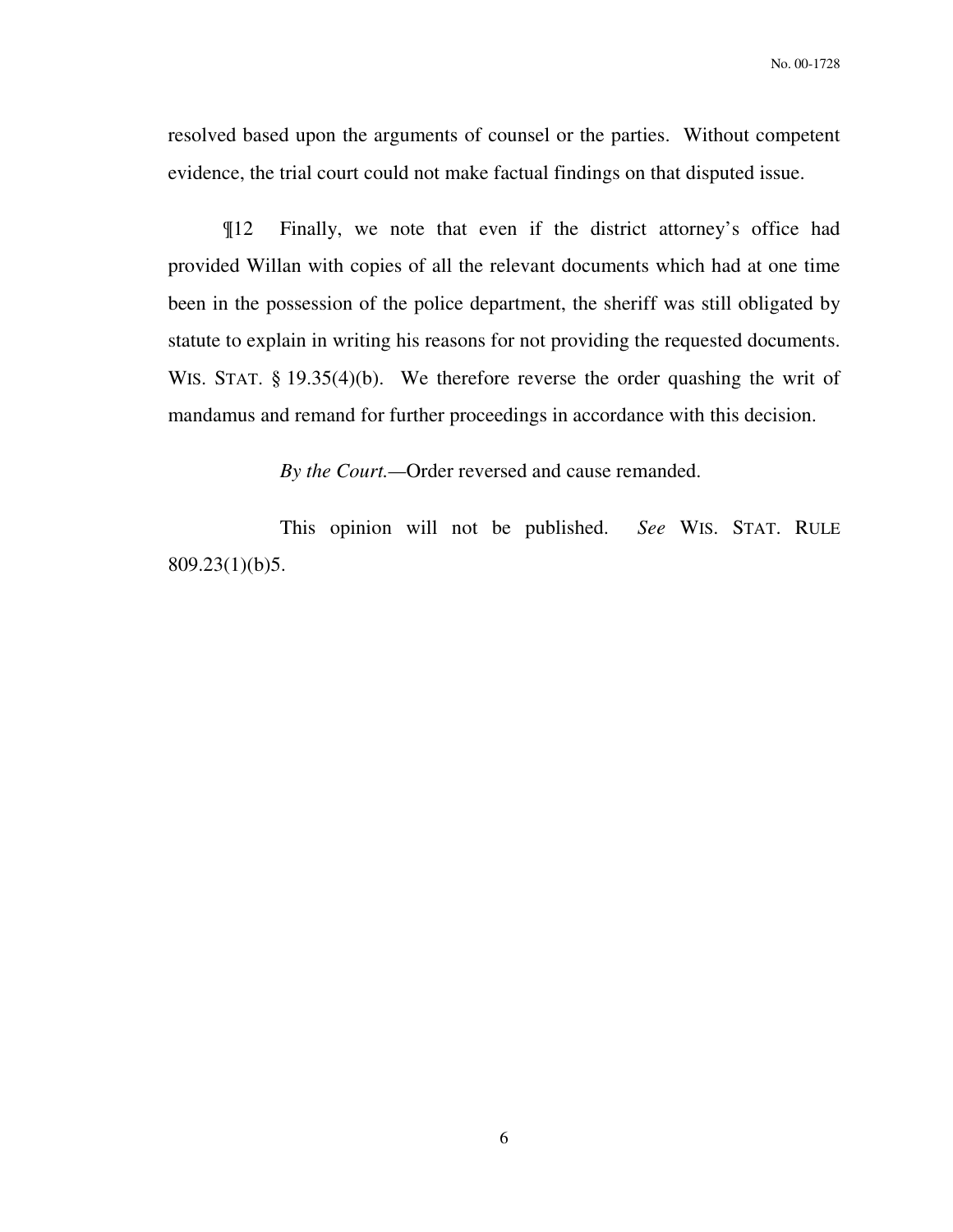resolved based upon the arguments of counsel or the parties. Without competent evidence, the trial court could not make factual findings on that disputed issue.

¶12 Finally, we note that even if the district attorney's office had provided Willan with copies of all the relevant documents which had at one time been in the possession of the police department, the sheriff was still obligated by statute to explain in writing his reasons for not providing the requested documents. WIS. STAT. § 19.35(4)(b). We therefore reverse the order quashing the writ of mandamus and remand for further proceedings in accordance with this decision.

*By the Court.*—Order reversed and cause remanded.

This opinion will not be published. *See* WIS. STAT. RULE 809.23(1)(b)5.